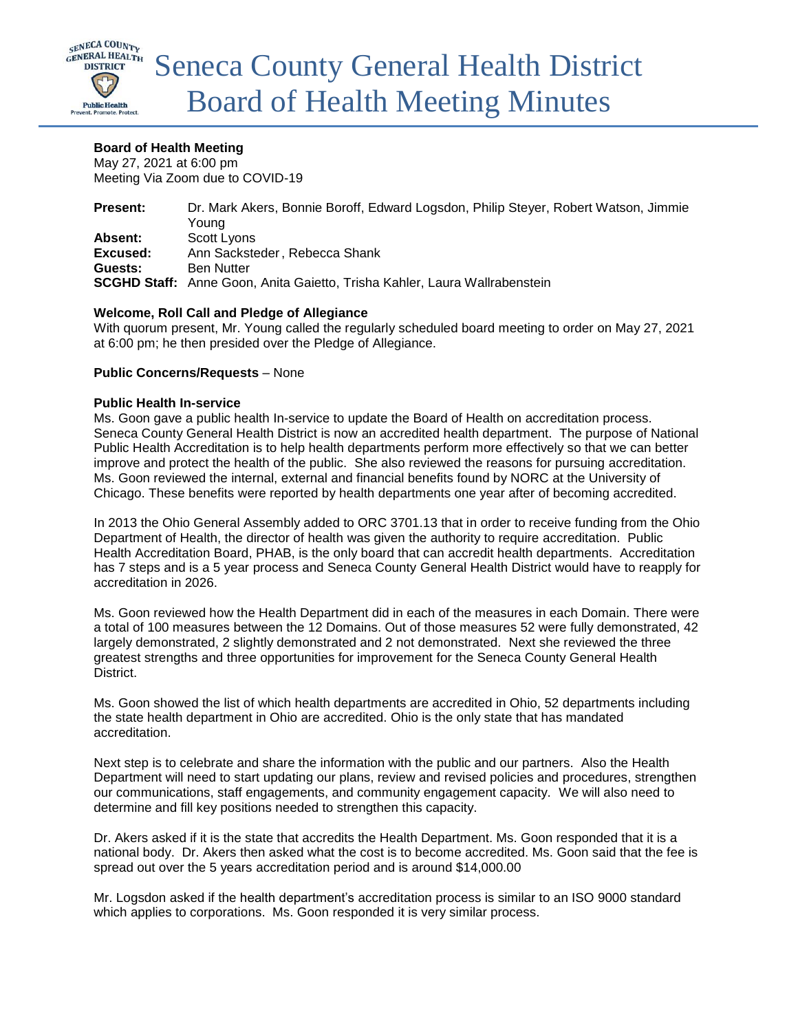# Seneca County General Health District Board of Health Meeting Minutes

**Board of Health Meeting**
May 27, 2021 at 6:00 pm
Meeting Via Zoom due to COVID-19

**Present:** Dr. Mark Akers, Bonnie Boroff, Edward Logsdon, Philip Steyer, Robert Watson, Jimmie Young
**Absent:** Scott Lyons
**Excused:** Ann Sacksteder, Rebecca Shank
**Guests:** Ben Nutter
**SCGHD Staff:** Anne Goon, Anita Gaietto, Trisha Kahler, Laura Wallrabenstein

**Welcome, Roll Call and Pledge of Allegiance**
With quorum present, Mr. Young called the regularly scheduled board meeting to order on May 27, 2021 at 6:00 pm; he then presided over the Pledge of Allegiance.

**Public Concerns/Requests** – None

**Public Health In-service**
Ms. Goon gave a public health In-service to update the Board of Health on accreditation process. Seneca County General Health District is now an accredited health department. The purpose of National Public Health Accreditation is to help health departments perform more effectively so that we can better improve and protect the health of the public. She also reviewed the reasons for pursuing accreditation. Ms. Goon reviewed the internal, external and financial benefits found by NORC at the University of Chicago. These benefits were reported by health departments one year after of becoming accredited.

In 2013 the Ohio General Assembly added to ORC 3701.13 that in order to receive funding from the Ohio Department of Health, the director of health was given the authority to require accreditation. Public Health Accreditation Board, PHAB, is the only board that can accredit health departments. Accreditation has 7 steps and is a 5 year process and Seneca County General Health District would have to reapply for accreditation in 2026.

Ms. Goon reviewed how the Health Department did in each of the measures in each Domain. There were a total of 100 measures between the 12 Domains. Out of those measures 52 were fully demonstrated, 42 largely demonstrated, 2 slightly demonstrated and 2 not demonstrated. Next she reviewed the three greatest strengths and three opportunities for improvement for the Seneca County General Health District.

Ms. Goon showed the list of which health departments are accredited in Ohio, 52 departments including the state health department in Ohio are accredited. Ohio is the only state that has mandated accreditation.

Next step is to celebrate and share the information with the public and our partners. Also the Health Department will need to start updating our plans, review and revised policies and procedures, strengthen our communications, staff engagements, and community engagement capacity. We will also need to determine and fill key positions needed to strengthen this capacity.

Dr. Akers asked if it is the state that accredits the Health Department. Ms. Goon responded that it is a national body. Dr. Akers then asked what the cost is to become accredited. Ms. Goon said that the fee is spread out over the 5 years accreditation period and is around $14,000.00

Mr. Logsdon asked if the health department's accreditation process is similar to an ISO 9000 standard which applies to corporations. Ms. Goon responded it is very similar process.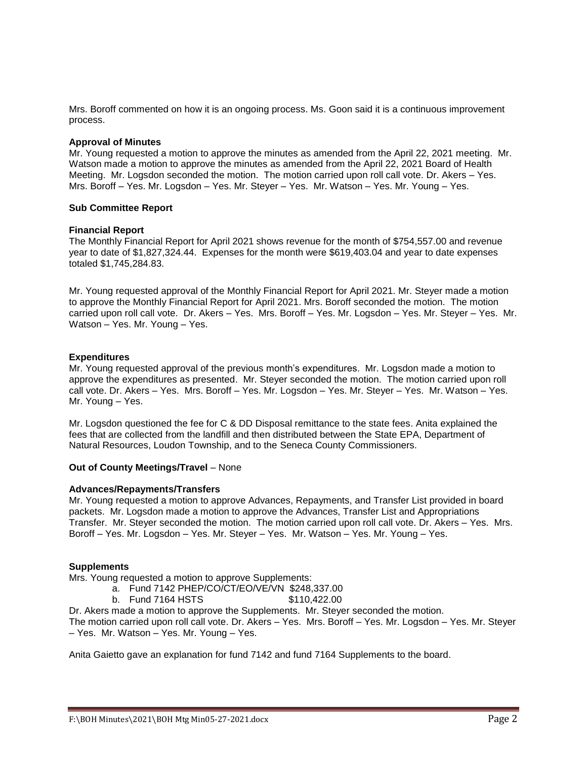Mrs. Boroff commented on how it is an ongoing process. Ms. Goon said it is a continuous improvement process.

**Approval of Minutes**

Mr. Young requested a motion to approve the minutes as amended from the April 22, 2021 meeting. Mr. Watson made a motion to approve the minutes as amended from the April 22, 2021 Board of Health Meeting. Mr. Logsdon seconded the motion. The motion carried upon roll call vote. Dr. Akers – Yes. Mrs. Boroff – Yes. Mr. Logsdon – Yes. Mr. Steyer – Yes. Mr. Watson – Yes. Mr. Young – Yes.

**Sub Committee Report**

**Financial Report**

The Monthly Financial Report for April 2021 shows revenue for the month of $754,557.00 and revenue year to date of $1,827,324.44. Expenses for the month were $619,403.04 and year to date expenses totaled $1,745,284.83.

Mr. Young requested approval of the Monthly Financial Report for April 2021. Mr. Steyer made a motion to approve the Monthly Financial Report for April 2021. Mrs. Boroff seconded the motion. The motion carried upon roll call vote. Dr. Akers – Yes. Mrs. Boroff – Yes. Mr. Logsdon – Yes. Mr. Steyer – Yes. Mr. Watson – Yes. Mr. Young – Yes.

**Expenditures**

Mr. Young requested approval of the previous month's expenditures. Mr. Logsdon made a motion to approve the expenditures as presented. Mr. Steyer seconded the motion. The motion carried upon roll call vote. Dr. Akers – Yes. Mrs. Boroff – Yes. Mr. Logsdon – Yes. Mr. Steyer – Yes. Mr. Watson – Yes. Mr. Young – Yes.

Mr. Logsdon questioned the fee for C & DD Disposal remittance to the state fees. Anita explained the fees that are collected from the landfill and then distributed between the State EPA, Department of Natural Resources, Loudon Township, and to the Seneca County Commissioners.

**Out of County Meetings/Travel** – None

**Advances/Repayments/Transfers**

Mr. Young requested a motion to approve Advances, Repayments, and Transfer List provided in board packets. Mr. Logsdon made a motion to approve the Advances, Transfer List and Appropriations Transfer. Mr. Steyer seconded the motion. The motion carried upon roll call vote. Dr. Akers – Yes. Mrs. Boroff – Yes. Mr. Logsdon – Yes. Mr. Steyer – Yes. Mr. Watson – Yes. Mr. Young – Yes.

**Supplements**

Mrs. Young requested a motion to approve Supplements:

a. Fund 7142 PHEP/CO/CT/EO/VE/VN $248,337.00
b. Fund 7164 HSTS $110,422.00

Dr. Akers made a motion to approve the Supplements. Mr. Steyer seconded the motion.
The motion carried upon roll call vote. Dr. Akers – Yes. Mrs. Boroff – Yes. Mr. Logsdon – Yes. Mr. Steyer – Yes. Mr. Watson – Yes. Mr. Young – Yes.

Anita Gaietto gave an explanation for fund 7142 and fund 7164 Supplements to the board.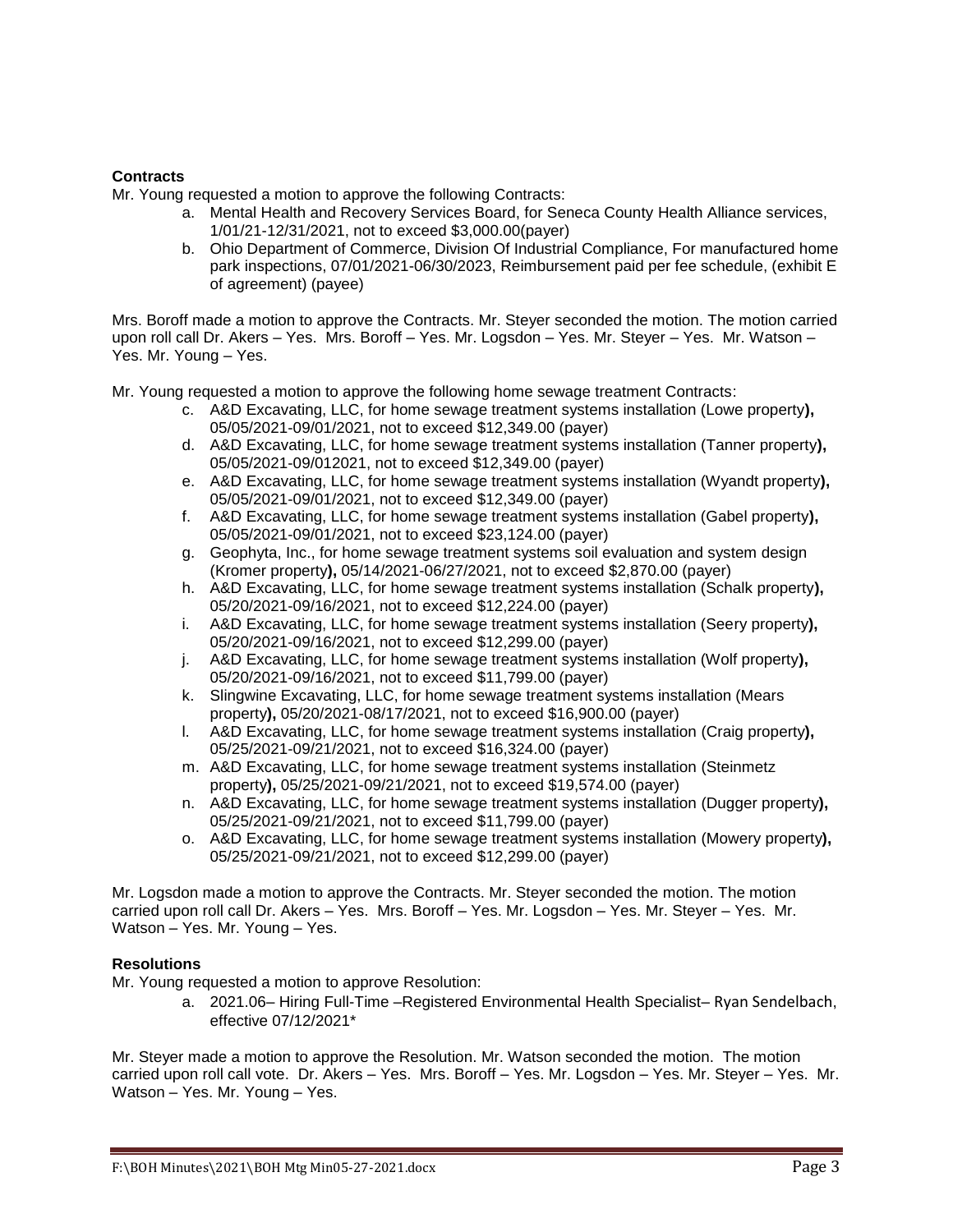**Contracts**

Mr. Young requested a motion to approve the following Contracts:

a. Mental Health and Recovery Services Board, for Seneca County Health Alliance services, 1/01/21-12/31/2021, not to exceed $3,000.00(payer)
b. Ohio Department of Commerce, Division Of Industrial Compliance, For manufactured home park inspections, 07/01/2021-06/30/2023, Reimbursement paid per fee schedule, (exhibit E of agreement) (payee)

Mrs. Boroff made a motion to approve the Contracts. Mr. Steyer seconded the motion. The motion carried upon roll call Dr. Akers – Yes. Mrs. Boroff – Yes. Mr. Logsdon – Yes. Mr. Steyer – Yes. Mr. Watson – Yes. Mr. Young – Yes.

Mr. Young requested a motion to approve the following home sewage treatment Contracts:

c. A&D Excavating, LLC, for home sewage treatment systems installation (Lowe property**),** 05/05/2021-09/01/2021, not to exceed $12,349.00 (payer)
d. A&D Excavating, LLC, for home sewage treatment systems installation (Tanner property**),** 05/05/2021-09/012021, not to exceed $12,349.00 (payer)
e. A&D Excavating, LLC, for home sewage treatment systems installation (Wyandt property**),** 05/05/2021-09/01/2021, not to exceed $12,349.00 (payer)
f. A&D Excavating, LLC, for home sewage treatment systems installation (Gabel property**),** 05/05/2021-09/01/2021, not to exceed $23,124.00 (payer)
g. Geophyta, Inc., for home sewage treatment systems soil evaluation and system design (Kromer property**),** 05/14/2021-06/27/2021, not to exceed $2,870.00 (payer)
h. A&D Excavating, LLC, for home sewage treatment systems installation (Schalk property**),** 05/20/2021-09/16/2021, not to exceed $12,224.00 (payer)
i. A&D Excavating, LLC, for home sewage treatment systems installation (Seery property**),** 05/20/2021-09/16/2021, not to exceed $12,299.00 (payer)
j. A&D Excavating, LLC, for home sewage treatment systems installation (Wolf property**),** 05/20/2021-09/16/2021, not to exceed $11,799.00 (payer)
k. Slingwine Excavating, LLC, for home sewage treatment systems installation (Mears property**),** 05/20/2021-08/17/2021, not to exceed $16,900.00 (payer)
l. A&D Excavating, LLC, for home sewage treatment systems installation (Craig property**),** 05/25/2021-09/21/2021, not to exceed $16,324.00 (payer)
m. A&D Excavating, LLC, for home sewage treatment systems installation (Steinmetz property**),** 05/25/2021-09/21/2021, not to exceed $19,574.00 (payer)
n. A&D Excavating, LLC, for home sewage treatment systems installation (Dugger property**),** 05/25/2021-09/21/2021, not to exceed $11,799.00 (payer)
o. A&D Excavating, LLC, for home sewage treatment systems installation (Mowery property**),** 05/25/2021-09/21/2021, not to exceed $12,299.00 (payer)

Mr. Logsdon made a motion to approve the Contracts. Mr. Steyer seconded the motion. The motion carried upon roll call Dr. Akers – Yes. Mrs. Boroff – Yes. Mr. Logsdon – Yes. Mr. Steyer – Yes. Mr. Watson – Yes. Mr. Young – Yes.

**Resolutions**

Mr. Young requested a motion to approve Resolution:

a. 2021.06– Hiring Full-Time –Registered Environmental Health Specialist– Ryan Sendelbach, effective 07/12/2021*

Mr. Steyer made a motion to approve the Resolution. Mr. Watson seconded the motion. The motion carried upon roll call vote. Dr. Akers – Yes. Mrs. Boroff – Yes. Mr. Logsdon – Yes. Mr. Steyer – Yes. Mr. Watson – Yes. Mr. Young – Yes.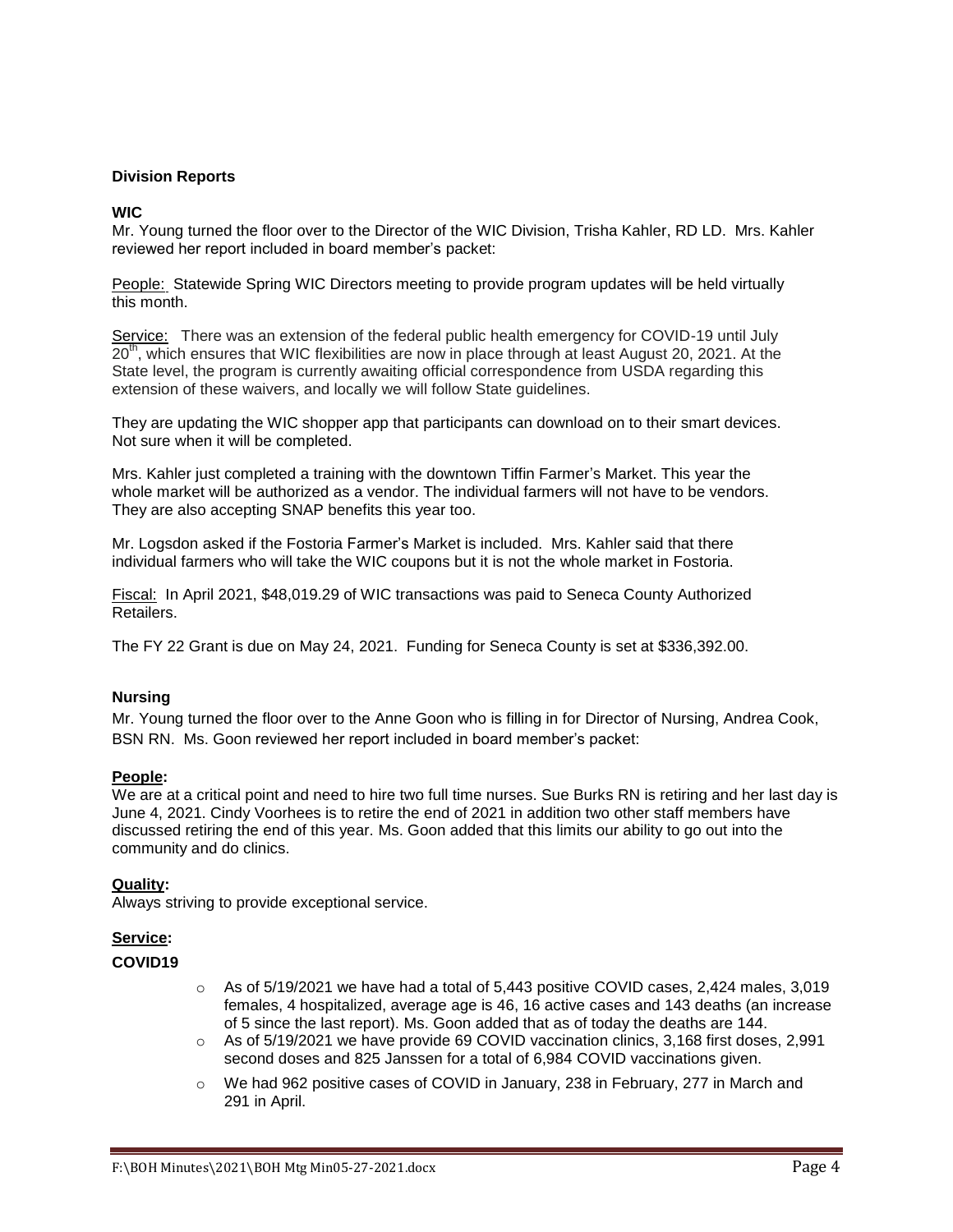## Division Reports

### WIC

Mr. Young turned the floor over to the Director of the WIC Division, Trisha Kahler, RD LD. Mrs. Kahler reviewed her report included in board member's packet:

People: Statewide Spring WIC Directors meeting to provide program updates will be held virtually this month.

Service: There was an extension of the federal public health emergency for COVID-19 until July 20th, which ensures that WIC flexibilities are now in place through at least August 20, 2021. At the State level, the program is currently awaiting official correspondence from USDA regarding this extension of these waivers, and locally we will follow State guidelines.

They are updating the WIC shopper app that participants can download on to their smart devices. Not sure when it will be completed.

Mrs. Kahler just completed a training with the downtown Tiffin Farmer's Market. This year the whole market will be authorized as a vendor. The individual farmers will not have to be vendors. They are also accepting SNAP benefits this year too.

Mr. Logsdon asked if the Fostoria Farmer's Market is included. Mrs. Kahler said that there individual farmers who will take the WIC coupons but it is not the whole market in Fostoria.

Fiscal: In April 2021, $48,019.29 of WIC transactions was paid to Seneca County Authorized Retailers.

The FY 22 Grant is due on May 24, 2021. Funding for Seneca County is set at $336,392.00.

### Nursing

Mr. Young turned the floor over to the Anne Goon who is filling in for Director of Nursing, Andrea Cook, BSN RN. Ms. Goon reviewed her report included in board member's packet:

**People:**

We are at a critical point and need to hire two full time nurses. Sue Burks RN is retiring and her last day is June 4, 2021. Cindy Voorhees is to retire the end of 2021 in addition two other staff members have discussed retiring the end of this year. Ms. Goon added that this limits our ability to go out into the community and do clinics.

**Quality:**

Always striving to provide exceptional service.

**Service:**

**COVID19**

- As of 5/19/2021 we have had a total of 5,443 positive COVID cases, 2,424 males, 3,019 females, 4 hospitalized, average age is 46, 16 active cases and 143 deaths (an increase of 5 since the last report). Ms. Goon added that as of today the deaths are 144.
- As of 5/19/2021 we have provide 69 COVID vaccination clinics, 3,168 first doses, 2,991 second doses and 825 Janssen for a total of 6,984 COVID vaccinations given.
- We had 962 positive cases of COVID in January, 238 in February, 277 in March and 291 in April.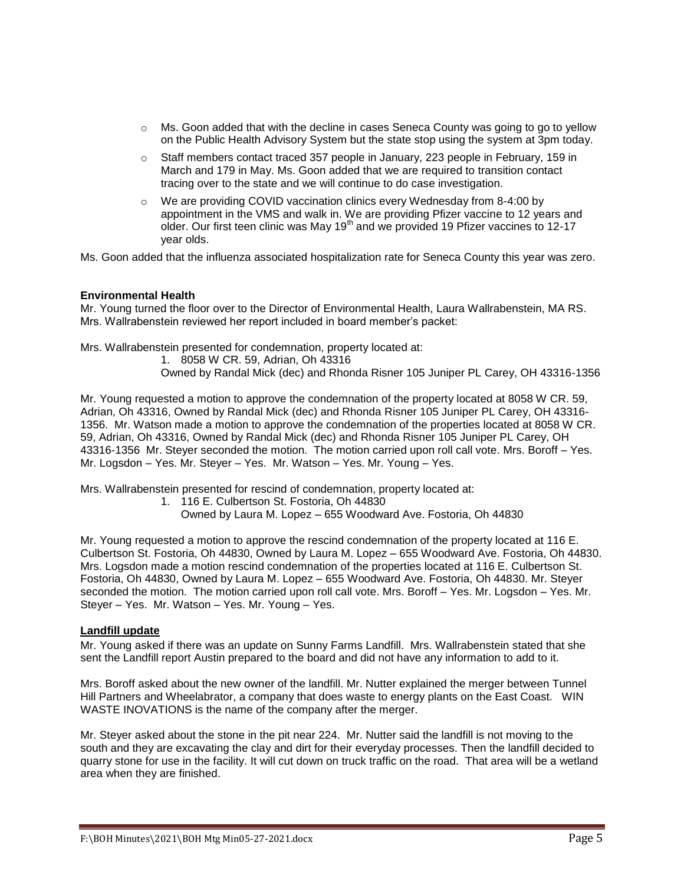- Ms. Goon added that with the decline in cases Seneca County was going to go to yellow on the Public Health Advisory System but the state stop using the system at 3pm today.
- Staff members contact traced 357 people in January, 223 people in February, 159 in March and 179 in May. Ms. Goon added that we are required to transition contact tracing over to the state and we will continue to do case investigation.
- We are providing COVID vaccination clinics every Wednesday from 8-4:00 by appointment in the VMS and walk in. We are providing Pfizer vaccine to 12 years and older. Our first teen clinic was May 19th and we provided 19 Pfizer vaccines to 12-17 year olds.

Ms. Goon added that the influenza associated hospitalization rate for Seneca County this year was zero.

**Environmental Health**

Mr. Young turned the floor over to the Director of Environmental Health, Laura Wallrabenstein, MA RS. Mrs. Wallrabenstein reviewed her report included in board member's packet:

Mrs. Wallrabenstein presented for condemnation, property located at:

1. 8058 W CR. 59, Adrian, Oh 43316
   Owned by Randal Mick (dec) and Rhonda Risner 105 Juniper PL Carey, OH 43316-1356

Mr. Young requested a motion to approve the condemnation of the property located at 8058 W CR. 59, Adrian, Oh 43316, Owned by Randal Mick (dec) and Rhonda Risner 105 Juniper PL Carey, OH 43316-1356. Mr. Watson made a motion to approve the condemnation of the properties located at 8058 W CR. 59, Adrian, Oh 43316, Owned by Randal Mick (dec) and Rhonda Risner 105 Juniper PL Carey, OH 43316-1356 Mr. Steyer seconded the motion. The motion carried upon roll call vote. Mrs. Boroff – Yes. Mr. Logsdon – Yes. Mr. Steyer – Yes. Mr. Watson – Yes. Mr. Young – Yes.

Mrs. Wallrabenstein presented for rescind of condemnation, property located at:

1. 116 E. Culbertson St. Fostoria, Oh 44830
   Owned by Laura M. Lopez – 655 Woodward Ave. Fostoria, Oh 44830

Mr. Young requested a motion to approve the rescind condemnation of the property located at 116 E. Culbertson St. Fostoria, Oh 44830, Owned by Laura M. Lopez – 655 Woodward Ave. Fostoria, Oh 44830. Mrs. Logsdon made a motion rescind condemnation of the properties located at 116 E. Culbertson St. Fostoria, Oh 44830, Owned by Laura M. Lopez – 655 Woodward Ave. Fostoria, Oh 44830. Mr. Steyer seconded the motion. The motion carried upon roll call vote. Mrs. Boroff – Yes. Mr. Logsdon – Yes. Mr. Steyer – Yes. Mr. Watson – Yes. Mr. Young – Yes.

**Landfill update**

Mr. Young asked if there was an update on Sunny Farms Landfill. Mrs. Wallrabenstein stated that she sent the Landfill report Austin prepared to the board and did not have any information to add to it.

Mrs. Boroff asked about the new owner of the landfill. Mr. Nutter explained the merger between Tunnel Hill Partners and Wheelabrator, a company that does waste to energy plants on the East Coast. WIN WASTE INOVATIONS is the name of the company after the merger.

Mr. Steyer asked about the stone in the pit near 224. Mr. Nutter said the landfill is not moving to the south and they are excavating the clay and dirt for their everyday processes. Then the landfill decided to quarry stone for use in the facility. It will cut down on truck traffic on the road. That area will be a wetland area when they are finished.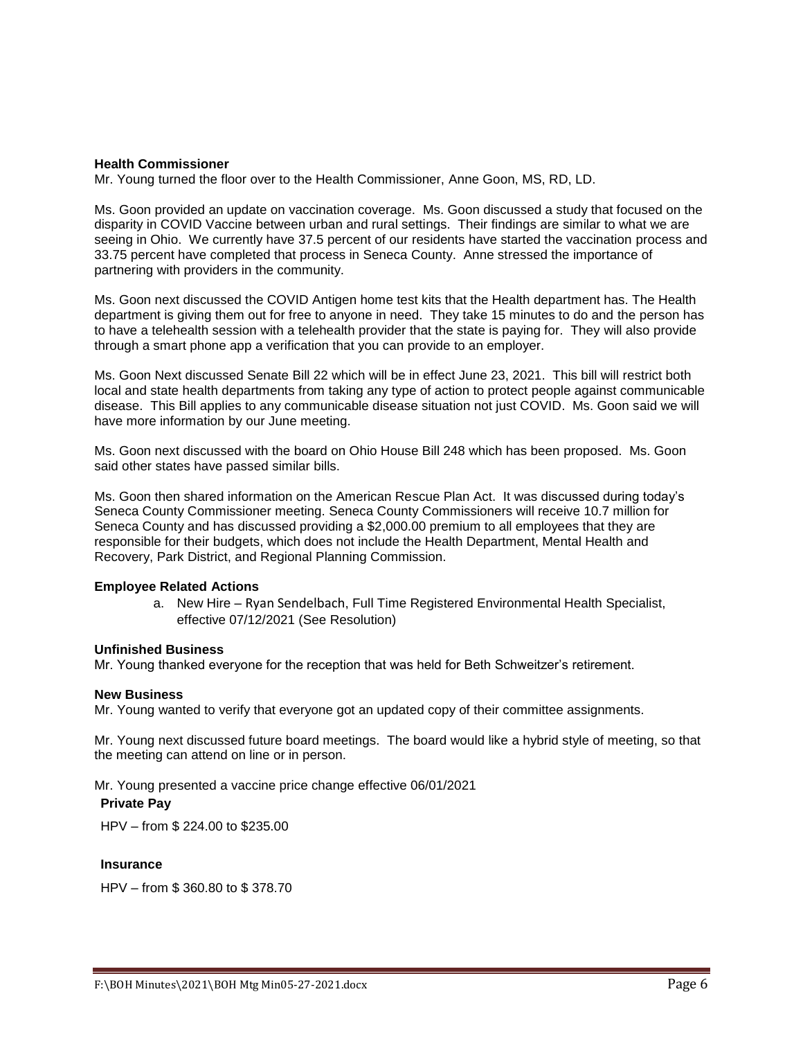**Health Commissioner**

Mr. Young turned the floor over to the Health Commissioner, Anne Goon, MS, RD, LD.

Ms. Goon provided an update on vaccination coverage. Ms. Goon discussed a study that focused on the disparity in COVID Vaccine between urban and rural settings. Their findings are similar to what we are seeing in Ohio. We currently have 37.5 percent of our residents have started the vaccination process and 33.75 percent have completed that process in Seneca County. Anne stressed the importance of partnering with providers in the community.

Ms. Goon next discussed the COVID Antigen home test kits that the Health department has. The Health department is giving them out for free to anyone in need. They take 15 minutes to do and the person has to have a telehealth session with a telehealth provider that the state is paying for. They will also provide through a smart phone app a verification that you can provide to an employer.

Ms. Goon Next discussed Senate Bill 22 which will be in effect June 23, 2021. This bill will restrict both local and state health departments from taking any type of action to protect people against communicable disease. This Bill applies to any communicable disease situation not just COVID. Ms. Goon said we will have more information by our June meeting.

Ms. Goon next discussed with the board on Ohio House Bill 248 which has been proposed. Ms. Goon said other states have passed similar bills.

Ms. Goon then shared information on the American Rescue Plan Act. It was discussed during today's Seneca County Commissioner meeting. Seneca County Commissioners will receive 10.7 million for Seneca County and has discussed providing a $2,000.00 premium to all employees that they are responsible for their budgets, which does not include the Health Department, Mental Health and Recovery, Park District, and Regional Planning Commission.

**Employee Related Actions**

a. New Hire – Ryan Sendelbach, Full Time Registered Environmental Health Specialist, effective 07/12/2021 (See Resolution)

**Unfinished Business**

Mr. Young thanked everyone for the reception that was held for Beth Schweitzer's retirement.

**New Business**

Mr. Young wanted to verify that everyone got an updated copy of their committee assignments.

Mr. Young next discussed future board meetings. The board would like a hybrid style of meeting, so that the meeting can attend on line or in person.

Mr. Young presented a vaccine price change effective 06/01/2021

**Private Pay**

HPV – from $ 224.00 to $235.00

**Insurance**

HPV – from $ 360.80 to $ 378.70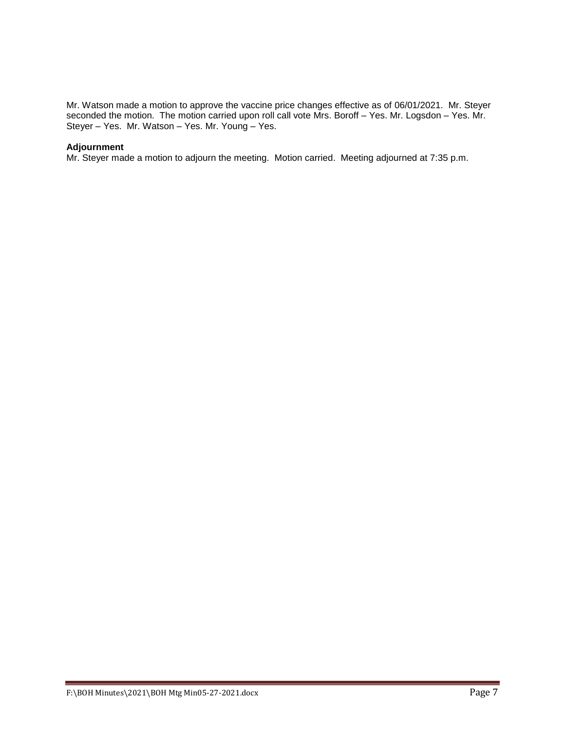Mr. Watson made a motion to approve the vaccine price changes effective as of 06/01/2021. Mr. Steyer seconded the motion. The motion carried upon roll call vote Mrs. Boroff – Yes. Mr. Logsdon – Yes. Mr. Steyer – Yes. Mr. Watson – Yes. Mr. Young – Yes.

**Adjournment**

Mr. Steyer made a motion to adjourn the meeting. Motion carried. Meeting adjourned at 7:35 p.m.